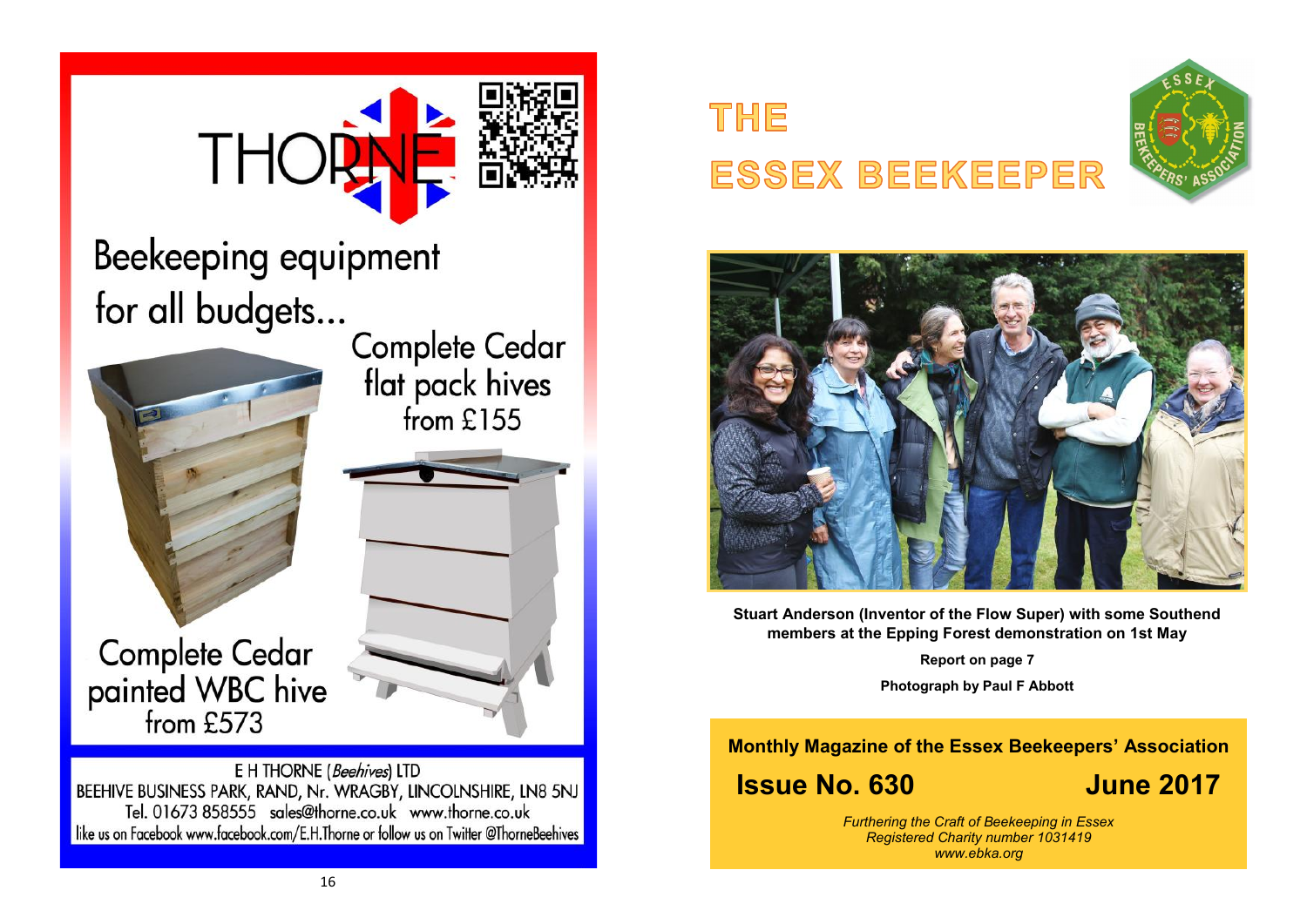# THORNE

## Beekeeping equipment for all budgets...

Complete Cedar flat pack hives from £155

Complete Cedar painted WBC hive from £573

E H THORNE (*Beehives*) LTD
BEEHIVE BUSINESS PARK, RAND, Nr. WRAGBY, LINCOLNSHIRE, LN8 5NJ
Tel. 01673 858555 sales@thorne.co.uk www.thorne.co.uk
like us on Facebook www.facebook.com/E.H.Thorne or follow us on Twitter @ThorneBeehives

# THE ESSEX BEEKEEPER

**Stuart Anderson (Inventor of the Flow Super) with some Southend members at the Epping Forest demonstration on 1st May**

**Report on page 7**

**Photograph by Paul F Abbott**

**Monthly Magazine of the Essex Beekeepers' Association**

## Issue No. 630 June 2017

*Furthering the Craft of Beekeeping in Essex*
*Registered Charity number 1031419*
*www.ebka.org*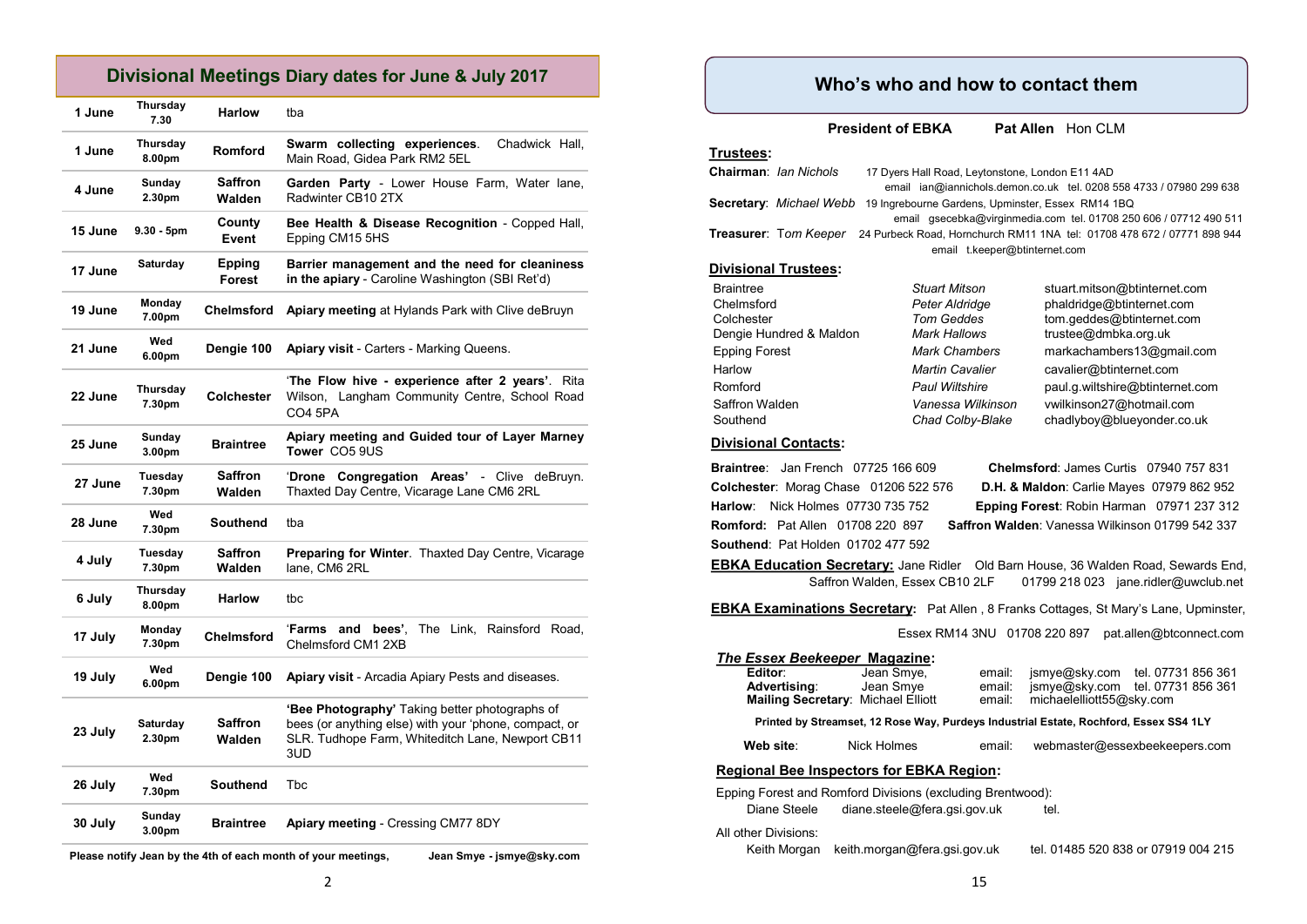## Divisional Meetings Diary dates for June & July 2017

| Date | Day/Time | Division | Event |
|---|---|---|---|
| 1 June | Thursday 7.30 | Harlow | tba |
| 1 June | Thursday 8.00pm | Romford | **Swarm collecting experiences**. Chadwick Hall, Main Road, Gidea Park RM2 5EL |
| 4 June | Sunday 2.30pm | Saffron Walden | **Garden Party** - Lower House Farm, Water lane, Radwinter CB10 2TX |
| 15 June | 9.30 - 5pm | County Event | **Bee Health & Disease Recognition** - Copped Hall, Epping CM15 5HS |
| 17 June | Saturday | Epping Forest | **Barrier management and the need for cleaniness in the apiary** - Caroline Washington (SBI Ret'd) |
| 19 June | Monday 7.00pm | Chelmsford | **Apiary meeting** at Hylands Park with Clive deBruyn |
| 21 June | Wed 6.00pm | Dengie 100 | **Apiary visit** - Carters - Marking Queens. |
| 22 June | Thursday 7.30pm | Colchester | '**The Flow hive - experience after 2 years**'. Rita Wilson, Langham Community Centre, School Road CO4 5PA |
| 25 June | Sunday 3.00pm | Braintree | **Apiary meeting and Guided tour of Layer Marney Tower** CO5 9US |
| 27 June | Tuesday 7.30pm | Saffron Walden | '**Drone Congregation Areas**' - Clive deBruyn. Thaxted Day Centre, Vicarage Lane CM6 2RL |
| 28 June | Wed 7.30pm | Southend | tba |
| 4 July | Tuesday 7.30pm | Saffron Walden | **Preparing for Winter**. Thaxted Day Centre, Vicarage lane, CM6 2RL |
| 6 July | Thursday 8.00pm | Harlow | tbc |
| 17 July | Monday 7.30pm | Chelmsford | '**Farms and bees**', The Link, Rainsford Road, Chelmsford CM1 2XB |
| 19 July | Wed 6.00pm | Dengie 100 | **Apiary visit** - Arcadia Apiary Pests and diseases. |
| 23 July | Saturday 2.30pm | Saffron Walden | **'Bee Photography'** Taking better photographs of bees (or anything else) with your 'phone, compact, or SLR. Tudhope Farm, Whiteditch Lane, Newport CB11 3UD |
| 26 July | Wed 7.30pm | Southend | Tbc |
| 30 July | Sunday 3.00pm | Braintree | **Apiary meeting** - Cressing CM77 8DY |

**Please notify Jean by the 4th of each month of your meetings, Jean Smye - jsmye@sky.com**

## Who's who and how to contact them

**President of EBKA** **Pat Allen** Hon CLM

### Trustees:

**Chairman**: *Ian Nichols* 17 Dyers Hall Road, Leytonstone, London E11 4AD
email ian@iannichols.demon.co.uk tel. 0208 558 4733 / 07980 299 638

**Secretary**: *Michael Webb* 19 Ingrebourne Gardens, Upminster, Essex RM14 1BQ
email gsecebka@virginmedia.com tel. 01708 250 606 / 07712 490 511

**Treasurer**: *Tom Keeper* 24 Purbeck Road, Hornchurch RM11 1NA tel: 01708 478 672 / 07771 898 944
email t.keeper@btinternet.com

### Divisional Trustees:

| Division | Trustee | Email |
|---|---|---|
| Braintree | *Stuart Mitson* | stuart.mitson@btinternet.com |
| Chelmsford | *Peter Aldridge* | phaldridge@btinternet.com |
| Colchester | *Tom Geddes* | tom.geddes@btinternet.com |
| Dengie Hundred & Maldon | *Mark Hallows* | trustee@dmbka.org.uk |
| Epping Forest | *Mark Chambers* | markachambers13@gmail.com |
| Harlow | *Martin Cavalier* | cavalier@btinternet.com |
| Romford | *Paul Wiltshire* | paul.g.wiltshire@btinternet.com |
| Saffron Walden | *Vanessa Wilkinson* | vwilkinson27@hotmail.com |
| Southend | *Chad Colby-Blake* | chadlyboy@blueyonder.co.uk |

### Divisional Contacts:

**Braintree**: Jan French 07725 166 609
**Chelmsford**: James Curtis 07940 757 831
**Colchester**: Morag Chase 01206 522 576
**D.H. & Maldon**: Carlie Mayes 07979 862 952
**Harlow**: Nick Holmes 07730 735 752
**Epping Forest**: Robin Harman 07971 237 312
**Romford:** Pat Allen 01708 220 897
**Saffron Walden**: Vanessa Wilkinson 01799 542 337
**Southend**: Pat Holden 01702 477 592

**EBKA Education Secretary:** Jane Ridler Old Barn House, 36 Walden Road, Sewards End, Saffron Walden, Essex CB10 2LF 01799 218 023 jane.ridler@uwclub.net

**EBKA Examinations Secretary:** Pat Allen , 8 Franks Cottages, St Mary's Lane, Upminster, Essex RM14 3NU 01708 220 897 pat.allen@btconnect.com

### *The Essex Beekeeper* Magazine:

**Editor**: Jean Smye, email: jsmye@sky.com tel. 07731 856 361
**Advertising**: Jean Smye email: jsmye@sky.com tel. 07731 856 361
**Mailing Secretary**: Michael Elliott email: michaelelliott55@sky.com

**Printed by Streamset, 12 Rose Way, Purdeys Industrial Estate, Rochford, Essex SS4 1LY**

**Web site**: Nick Holmes email: webmaster@essexbeekeepers.com

### Regional Bee Inspectors for EBKA Region:

Epping Forest and Romford Divisions (excluding Brentwood):
Diane Steele diane.steele@fera.gsi.gov.uk tel.

All other Divisions:
Keith Morgan keith.morgan@fera.gsi.gov.uk tel. 01485 520 838 or 07919 004 215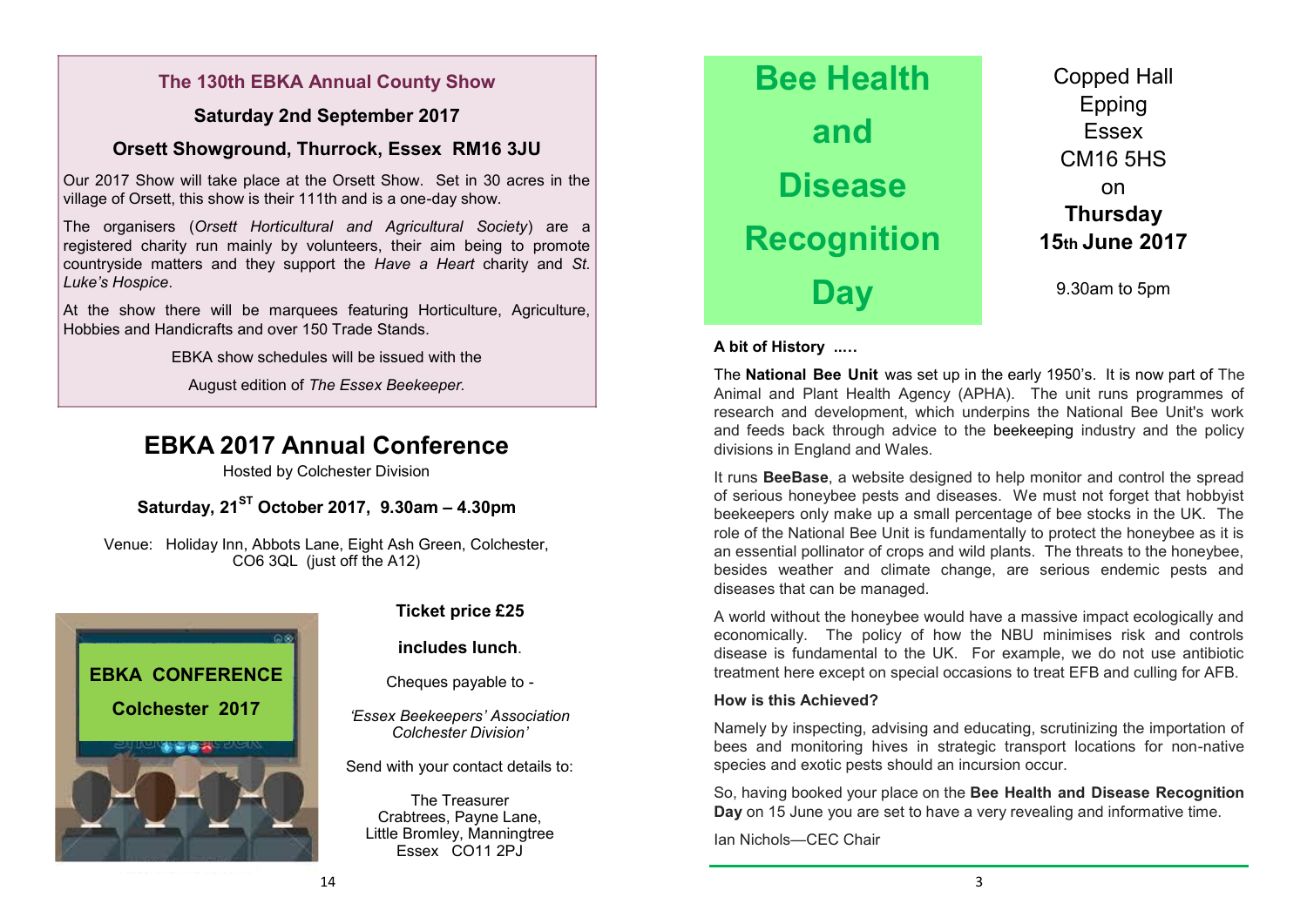## The 130th EBKA Annual County Show

**Saturday 2nd September 2017**

**Orsett Showground, Thurrock, Essex RM16 3JU**

Our 2017 Show will take place at the Orsett Show. Set in 30 acres in the village of Orsett, this show is their 111th and is a one-day show.

The organisers (*Orsett Horticultural and Agricultural Society*) are a registered charity run mainly by volunteers, their aim being to promote countryside matters and they support the *Have a Heart* charity and *St. Luke's Hospice*.

At the show there will be marquees featuring Horticulture, Agriculture, Hobbies and Handicrafts and over 150 Trade Stands.

EBKA show schedules will be issued with the August edition of *The Essex Beekeeper*.

# EBKA 2017 Annual Conference

Hosted by Colchester Division

**Saturday, 21ST October 2017, 9.30am – 4.30pm**

Venue: Holiday Inn, Abbots Lane, Eight Ash Green, Colchester, CO6 3QL (just off the A12)

EBKA CONFERENCE

Colchester 2017

**Ticket price £25**

**includes lunch**.

Cheques payable to -

*'Essex Beekeepers' Association Colchester Division'*

Send with your contact details to:

The Treasurer
Crabtrees, Payne Lane,
Little Bromley, Manningtree
Essex CO11 2PJ

# Bee Health and Disease Recognition Day

Copped Hall
Epping
Essex
CM16 5HS
on
**Thursday 15th June 2017**

9.30am to 5pm

**A bit of History .....**

The **National Bee Unit** was set up in the early 1950's. It is now part of The Animal and Plant Health Agency (APHA). The unit runs programmes of research and development, which underpins the National Bee Unit's work and feeds back through advice to the beekeeping industry and the policy divisions in England and Wales.

It runs **BeeBase**, a website designed to help monitor and control the spread of serious honeybee pests and diseases. We must not forget that hobbyist beekeepers only make up a small percentage of bee stocks in the UK. The role of the National Bee Unit is fundamentally to protect the honeybee as it is an essential pollinator of crops and wild plants. The threats to the honeybee, besides weather and climate change, are serious endemic pests and diseases that can be managed.

A world without the honeybee would have a massive impact ecologically and economically. The policy of how the NBU minimises risk and controls disease is fundamental to the UK. For example, we do not use antibiotic treatment here except on special occasions to treat EFB and culling for AFB.

**How is this Achieved?**

Namely by inspecting, advising and educating, scrutinizing the importation of bees and monitoring hives in strategic transport locations for non-native species and exotic pests should an incursion occur.

So, having booked your place on the **Bee Health and Disease Recognition Day** on 15 June you are set to have a very revealing and informative time.

Ian Nichols—CEC Chair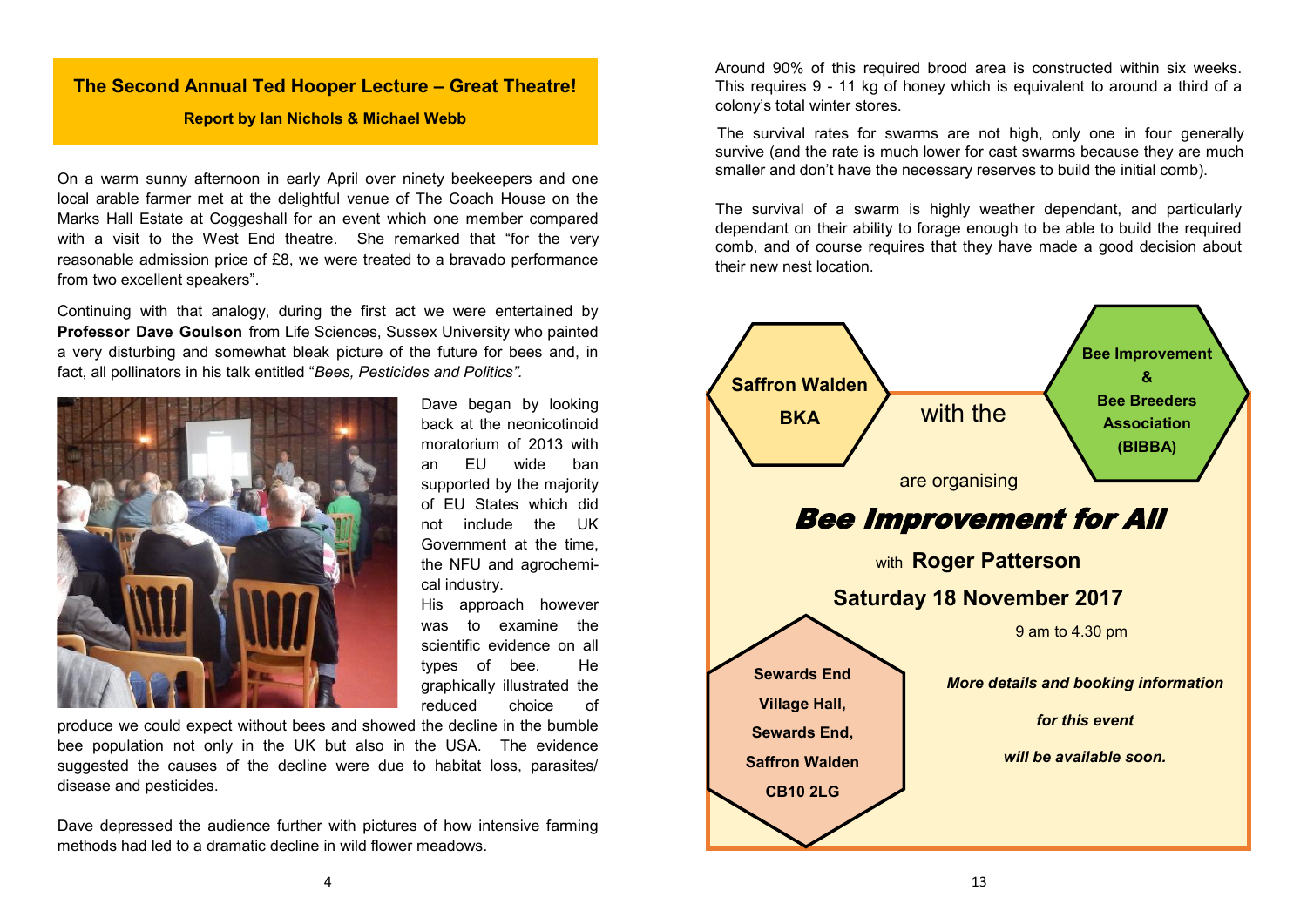## The Second Annual Ted Hooper Lecture – Great Theatre!

**Report by Ian Nichols & Michael Webb**

On a warm sunny afternoon in early April over ninety beekeepers and one local arable farmer met at the delightful venue of The Coach House on the Marks Hall Estate at Coggeshall for an event which one member compared with a visit to the West End theatre. She remarked that "for the very reasonable admission price of £8, we were treated to a bravado performance from two excellent speakers".

Continuing with that analogy, during the first act we were entertained by **Professor Dave Goulson** from Life Sciences, Sussex University who painted a very disturbing and somewhat bleak picture of the future for bees and, in fact, all pollinators in his talk entitled "*Bees, Pesticides and Politics".*

Dave began by looking back at the neonicotinoid moratorium of 2013 with an EU wide ban supported by the majority of EU States which did not include the UK Government at the time, the NFU and agrochemical industry.

His approach however was to examine the scientific evidence on all types of bee. He graphically illustrated the reduced choice of produce we could expect without bees and showed the decline in the bumble bee population not only in the UK but also in the USA. The evidence suggested the causes of the decline were due to habitat loss, parasites/disease and pesticides.

Dave depressed the audience further with pictures of how intensive farming methods had led to a dramatic decline in wild flower meadows.

Around 90% of this required brood area is constructed within six weeks. This requires 9 - 11 kg of honey which is equivalent to around a third of a colony's total winter stores.

The survival rates for swarms are not high, only one in four generally survive (and the rate is much lower for cast swarms because they are much smaller and don't have the necessary reserves to build the initial comb).

The survival of a swarm is highly weather dependant, and particularly dependant on their ability to forage enough to be able to build the required comb, and of course requires that they have made a good decision about their new nest location.

**Saffron Walden BKA** with the **Bee Improvement & Bee Breeders Association (BIBBA)** are organising

## *Bee Improvement for All*

with **Roger Patterson**

**Saturday 18 November 2017**

9 am to 4.30 pm

**Sewards End Village Hall, Sewards End, Saffron Walden CB10 2LG**

***More details and booking information for this event will be available soon.***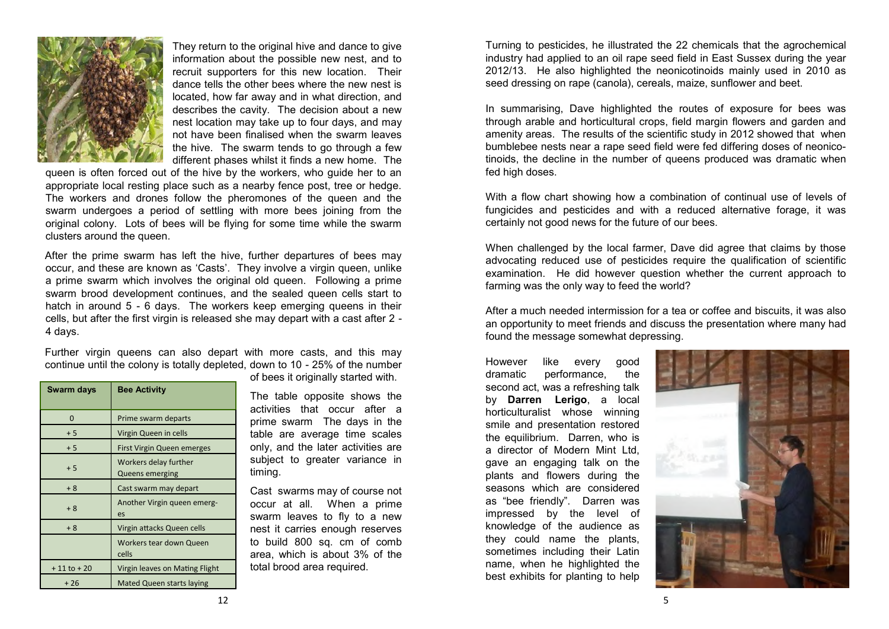They return to the original hive and dance to give information about the possible new nest, and to recruit supporters for this new location. Their dance tells the other bees where the new nest is located, how far away and in what direction, and describes the cavity. The decision about a new nest location may take up to four days, and may not have been finalised when the swarm leaves the hive. The swarm tends to go through a few different phases whilst it finds a new home. The queen is often forced out of the hive by the workers, who guide her to an appropriate local resting place such as a nearby fence post, tree or hedge. The workers and drones follow the pheromones of the queen and the swarm undergoes a period of settling with more bees joining from the original colony. Lots of bees will be flying for some time while the swarm clusters around the queen.

After the prime swarm has left the hive, further departures of bees may occur, and these are known as 'Casts'. They involve a virgin queen, unlike a prime swarm which involves the original old queen. Following a prime swarm brood development continues, and the sealed queen cells start to hatch in around 5 - 6 days. The workers keep emerging queens in their cells, but after the first virgin is released she may depart with a cast after 2 - 4 days.

Further virgin queens can also depart with more casts, and this may continue until the colony is totally depleted, down to 10 - 25% of the number of bees it originally started with.

| Swarm days | Bee Activity |
|---|---|
| 0 | Prime swarm departs |
| + 5 | Virgin Queen in cells |
| + 5 | First Virgin Queen emerges |
| + 5 | Workers delay further Queens emerging |
| + 8 | Cast swarm may depart |
| + 8 | Another Virgin queen emerges |
| + 8 | Virgin attacks Queen cells |
| | Workers tear down Queen cells |
| + 11 to + 20 | Virgin leaves on Mating Flight |
| + 26 | Mated Queen starts laying |

The table opposite shows the activities that occur after a prime swarm The days in the table are average time scales only, and the later activities are subject to greater variance in timing.

Cast swarms may of course not occur at all. When a prime swarm leaves to fly to a new nest it carries enough reserves to build 800 sq. cm of comb area, which is about 3% of the total brood area required.

Turning to pesticides, he illustrated the 22 chemicals that the agrochemical industry had applied to an oil rape seed field in East Sussex during the year 2012/13. He also highlighted the neonicotinoids mainly used in 2010 as seed dressing on rape (canola), cereals, maize, sunflower and beet.

In summarising, Dave highlighted the routes of exposure for bees was through arable and horticultural crops, field margin flowers and garden and amenity areas. The results of the scientific study in 2012 showed that when bumblebee nests near a rape seed field were fed differing doses of neonicotinoids, the decline in the number of queens produced was dramatic when fed high doses.

With a flow chart showing how a combination of continual use of levels of fungicides and pesticides and with a reduced alternative forage, it was certainly not good news for the future of our bees.

When challenged by the local farmer, Dave did agree that claims by those advocating reduced use of pesticides require the qualification of scientific examination. He did however question whether the current approach to farming was the only way to feed the world?

After a much needed intermission for a tea or coffee and biscuits, it was also an opportunity to meet friends and discuss the presentation where many had found the message somewhat depressing.

However like every good dramatic performance, the second act, was a refreshing talk by **Darren Lerigo**, a local horticulturalist whose winning smile and presentation restored the equilibrium. Darren, who is a director of Modern Mint Ltd, gave an engaging talk on the plants and flowers during the seasons which are considered as "bee friendly". Darren was impressed by the level of knowledge of the audience as they could name the plants, sometimes including their Latin name, when he highlighted the best exhibits for planting to help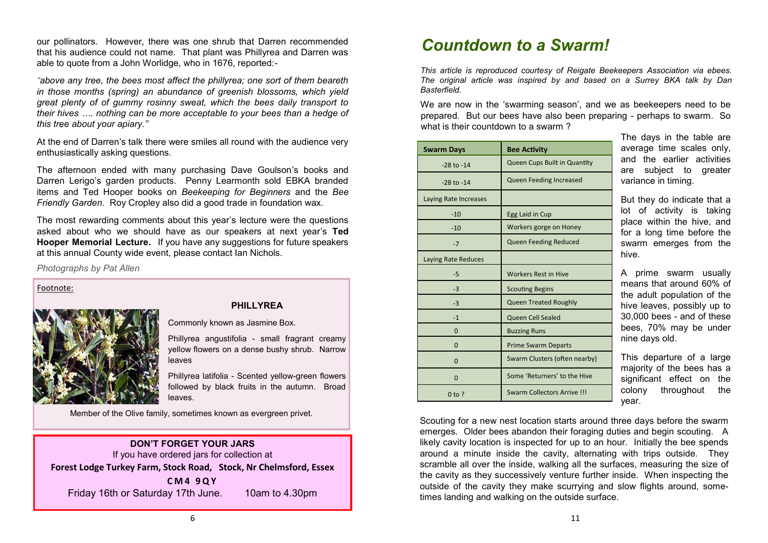our pollinators. However, there was one shrub that Darren recommended that his audience could not name. That plant was Phillyrea and Darren was able to quote from a John Worlidge, who in 1676, reported:-

*"above any tree, the bees most affect the phillyrea; one sort of them beareth in those months (spring) an abundance of greenish blossoms, which yield great plenty of of gummy rosinny sweat, which the bees daily transport to their hives …. nothing can be more acceptable to your bees than a hedge of this tree about your apiary."*

At the end of Darren's talk there were smiles all round with the audience very enthusiastically asking questions.

The afternoon ended with many purchasing Dave Goulson's books and Darren Lerigo's garden products. Penny Learmonth sold EBKA branded items and Ted Hooper books on *Beekeeping for Beginners* and the *Bee Friendly Garden*. Roy Cropley also did a good trade in foundation wax.

The most rewarding comments about this year's lecture were the questions asked about who we should have as our speakers at next year's **Ted Hooper Memorial Lecture.** If you have any suggestions for future speakers at this annual County wide event, please contact Ian Nichols.

*Photographs by Pat Allen*

Footnote:

**PHILLYREA**

Commonly known as Jasmine Box.

Phillyrea angustifolia - small fragrant creamy yellow flowers on a dense bushy shrub. Narrow leaves

Phillyrea latifolia - Scented yellow-green flowers followed by black fruits in the autumn. Broad leaves.

Member of the Olive family, sometimes known as evergreen privet.

**DON'T FORGET YOUR JARS**

If you have ordered jars for collection at

**Forest Lodge Turkey Farm, Stock Road, Stock, Nr Chelmsford, Essex**

**CM4 9QY**

Friday 16th or Saturday 17th June. 10am to 4.30pm

# *Countdown to a Swarm!*

*This article is reproduced courtesy of Reigate Beekeepers Association via ebees. The original article was inspired by and based on a Surrey BKA talk by Dan Basterfield.*

We are now in the 'swarming season', and we as beekeepers need to be prepared. But our bees have also been preparing - perhaps to swarm. So what is their countdown to a swarm ?

| Swarm Days | Bee Activity |
|---|---|
| -28 to -14 | Queen Cups Built in Quantity |
| -28 to -14 | Queen Feeding Increased |
| Laying Rate Increases | |
| -10 | Egg Laid in Cup |
| -10 | Workers gorge on Honey |
| -7 | Queen Feeding Reduced |
| Laying Rate Reduces | |
| -5 | Workers Rest in Hive |
| -3 | Scouting Begins |
| -3 | Queen Treated Roughly |
| -1 | Queen Cell Sealed |
| 0 | Buzzing Runs |
| 0 | Prime Swarm Departs |
| 0 | Swarm Clusters (often nearby) |
| 0 | Some 'Returners' to the Hive |
| 0 to ? | Swarm Collectors Arrive !!! |

The days in the table are average time scales only, and the earlier activities are subject to greater variance in timing.

But they do indicate that a lot of activity is taking place within the hive, and for a long time before the swarm emerges from the hive.

A prime swarm usually means that around 60% of the adult population of the hive leaves, possibly up to 30,000 bees - and of these bees, 70% may be under nine days old.

This departure of a large majority of the bees has a significant effect on the colony throughout the year.

Scouting for a new nest location starts around three days before the swarm emerges. Older bees abandon their foraging duties and begin scouting. A likely cavity location is inspected for up to an hour. Initially the bee spends around a minute inside the cavity, alternating with trips outside. They scramble all over the inside, walking all the surfaces, measuring the size of the cavity as they successively venture further inside. When inspecting the outside of the cavity they make scurrying and slow flights around, sometimes landing and walking on the outside surface.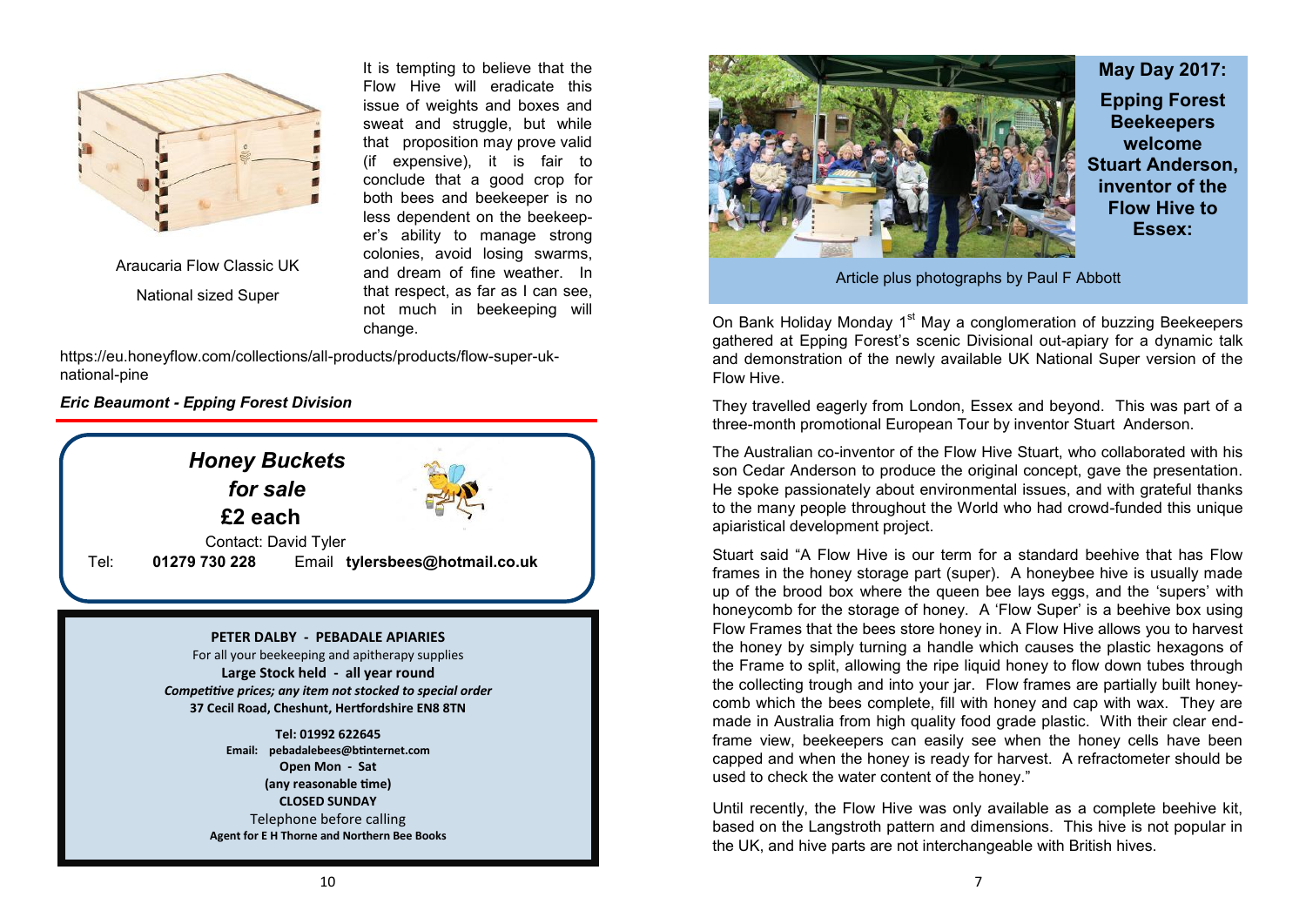It is tempting to believe that the Flow Hive will eradicate this issue of weights and boxes and sweat and struggle, but while that proposition may prove valid (if expensive), it is fair to conclude that a good crop for both bees and beekeeper is no less dependent on the beekeeper's ability to manage strong colonies, avoid losing swarms, and dream of fine weather. In that respect, as far as I can see, not much in beekeeping will change.

Araucaria Flow Classic UK

National sized Super

https://eu.honeyflow.com/collections/all-products/products/flow-super-uk-national-pine

***Eric Beaumont - Epping Forest Division***

---

***Honey Buckets for sale***
**£2 each**

Contact: David Tyler

Tel: **01279 730 228** Email **tylersbees@hotmail.co.uk**

---

**PETER DALBY - PEBADALE APIARIES**

For all your beekeeping and apitherapy supplies

**Large Stock held - all year round**

***Competitive prices; any item not stocked to special order***

**37 Cecil Road, Cheshunt, Hertfordshire EN8 8TN**

**Tel: 01992 622645**

**Email: pebadalebees@btinternet.com**

**Open Mon - Sat**

**(any reasonable time)**

**CLOSED SUNDAY**

Telephone before calling

**Agent for E H Thorne and Northern Bee Books**

---

## May Day 2017: Epping Forest Beekeepers welcome Stuart Anderson, inventor of the Flow Hive to Essex:

Article plus photographs by Paul F Abbott

On Bank Holiday Monday 1st May a conglomeration of buzzing Beekeepers gathered at Epping Forest's scenic Divisional out-apiary for a dynamic talk and demonstration of the newly available UK National Super version of the Flow Hive.

They travelled eagerly from London, Essex and beyond. This was part of a three-month promotional European Tour by inventor Stuart Anderson.

The Australian co-inventor of the Flow Hive Stuart, who collaborated with his son Cedar Anderson to produce the original concept, gave the presentation. He spoke passionately about environmental issues, and with grateful thanks to the many people throughout the World who had crowd-funded this unique apiaristical development project.

Stuart said "A Flow Hive is our term for a standard beehive that has Flow frames in the honey storage part (super). A honeybee hive is usually made up of the brood box where the queen bee lays eggs, and the 'supers' with honeycomb for the storage of honey. A 'Flow Super' is a beehive box using Flow Frames that the bees store honey in. A Flow Hive allows you to harvest the honey by simply turning a handle which causes the plastic hexagons of the Frame to split, allowing the ripe liquid honey to flow down tubes through the collecting trough and into your jar. Flow frames are partially built honeycomb which the bees complete, fill with honey and cap with wax. They are made in Australia from high quality food grade plastic. With their clear end-frame view, beekeepers can easily see when the honey cells have been capped and when the honey is ready for harvest. A refractometer should be used to check the water content of the honey."

Until recently, the Flow Hive was only available as a complete beehive kit, based on the Langstroth pattern and dimensions. This hive is not popular in the UK, and hive parts are not interchangeable with British hives.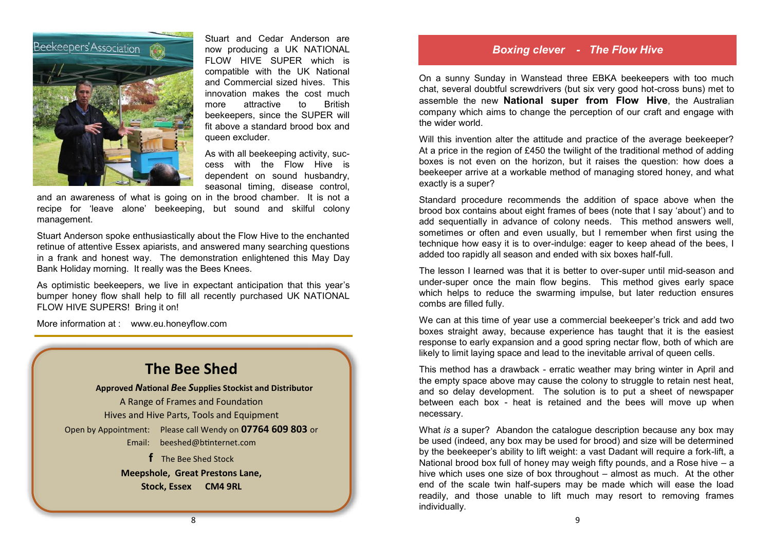Stuart and Cedar Anderson are now producing a UK NATIONAL FLOW HIVE SUPER which is compatible with the UK National and Commercial sized hives. This innovation makes the cost much more attractive to British beekeepers, since the SUPER will fit above a standard brood box and queen excluder.

As with all beekeeping activity, success with the Flow Hive is dependent on sound husbandry, seasonal timing, disease control, and an awareness of what is going on in the brood chamber. It is not a recipe for 'leave alone' beekeeping, but sound and skilful colony management.

Stuart Anderson spoke enthusiastically about the Flow Hive to the enchanted retinue of attentive Essex apiarists, and answered many searching questions in a frank and honest way. The demonstration enlightened this May Day Bank Holiday morning. It really was the Bees Knees.

As optimistic beekeepers, we live in expectant anticipation that this year's bumper honey flow shall help to fill all recently purchased UK NATIONAL FLOW HIVE SUPERS! Bring it on!

More information at : www.eu.honeyflow.com

---

## The Bee Shed

**Approved *N*ational *B*ee *S*upplies Stockist and Distributor**

A Range of Frames and Foundation

Hives and Hive Parts, Tools and Equipment

Open by Appointment: Please call Wendy on **07764 609 803** or

Email: beeshed@btinternet.com

f The Bee Shed Stock

**Meepshole, Great Prestons Lane,**

**Stock, Essex CM4 9RL**

---

## *Boxing clever - The Flow Hive*

On a sunny Sunday in Wanstead three EBKA beekeepers with too much chat, several doubtful screwdrivers (but six very good hot-cross buns) met to assemble the new **National super from Flow Hive**, the Australian company which aims to change the perception of our craft and engage with the wider world.

Will this invention alter the attitude and practice of the average beekeeper? At a price in the region of £450 the twilight of the traditional method of adding boxes is not even on the horizon, but it raises the question: how does a beekeeper arrive at a workable method of managing stored honey, and what exactly is a super?

Standard procedure recommends the addition of space above when the brood box contains about eight frames of bees (note that I say 'about') and to add sequentially in advance of colony needs. This method answers well, sometimes or often and even usually, but I remember when first using the technique how easy it is to over-indulge: eager to keep ahead of the bees, I added too rapidly all season and ended with six boxes half-full.

The lesson I learned was that it is better to over-super until mid-season and under-super once the main flow begins. This method gives early space which helps to reduce the swarming impulse, but later reduction ensures combs are filled fully.

We can at this time of year use a commercial beekeeper's trick and add two boxes straight away, because experience has taught that it is the easiest response to early expansion and a good spring nectar flow, both of which are likely to limit laying space and lead to the inevitable arrival of queen cells.

This method has a drawback - erratic weather may bring winter in April and the empty space above may cause the colony to struggle to retain nest heat, and so delay development. The solution is to put a sheet of newspaper between each box - heat is retained and the bees will move up when necessary.

What *is* a super? Abandon the catalogue description because any box may be used (indeed, any box may be used for brood) and size will be determined by the beekeeper's ability to lift weight: a vast Dadant will require a fork-lift, a National brood box full of honey may weigh fifty pounds, and a Rose hive – a hive which uses one size of box throughout – almost as much. At the other end of the scale twin half-supers may be made which will ease the load readily, and those unable to lift much may resort to removing frames individually.